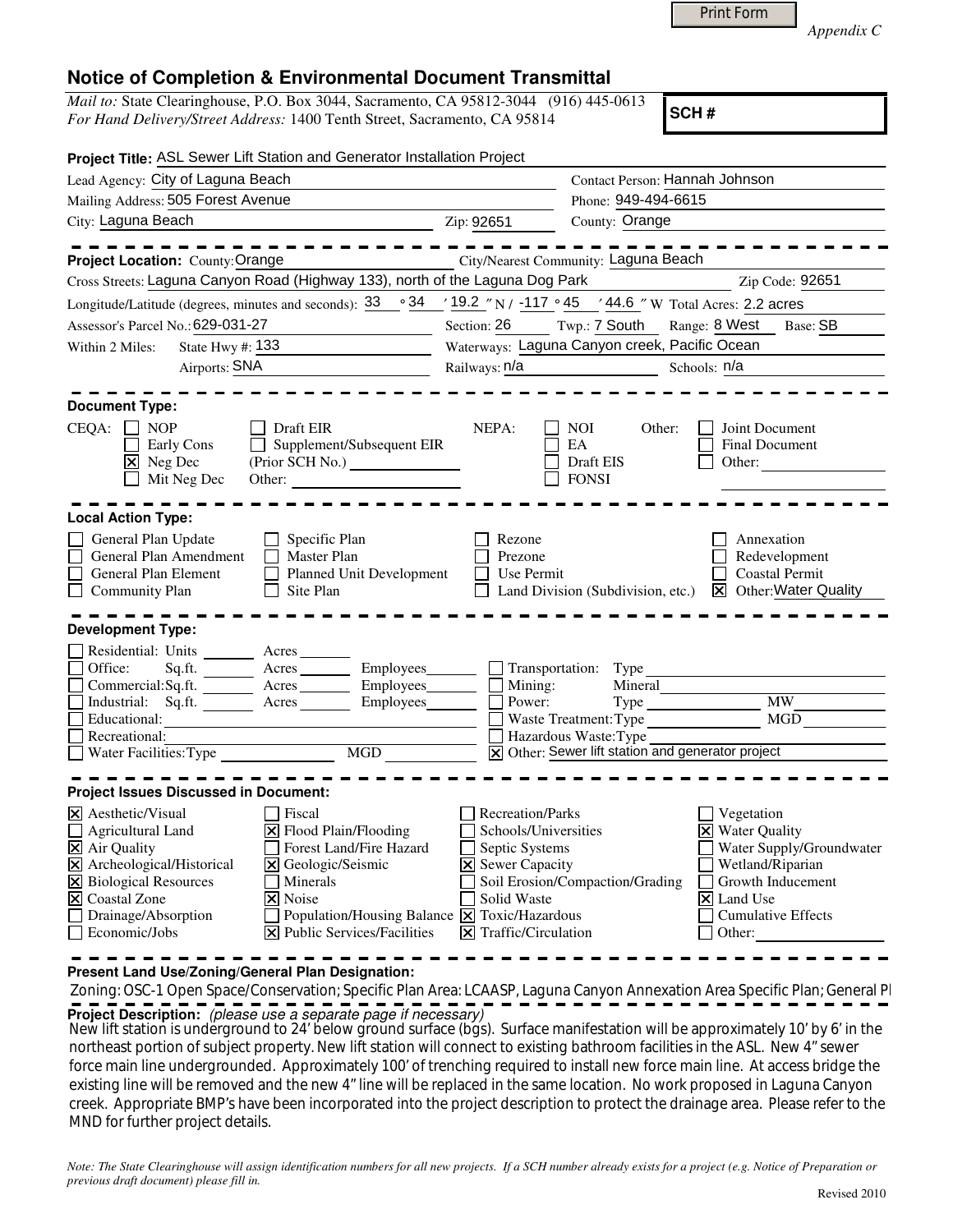*Appendix C*

# Notice of Completion & Environmental Document Transmittal

*Mail to:* State Clearinghouse, P.O. Box 3044, Sacramento, CA 95812-3044 (916) 445-0613
*For Hand Delivery/Street Address:* 1400 Tenth Street, Sacramento, CA 95814

**SCH #**

**Project Title:** ASL Sewer Lift Station and Generator Installation Project

Lead Agency: City of Laguna Beach
Contact Person: Hannah Johnson
Mailing Address: 505 Forest Avenue
Phone: 949-494-6615
City: Laguna Beach
Zip: 92651
County: Orange

**Project Location:** County: Orange
City/Nearest Community: Laguna Beach
Cross Streets: Laguna Canyon Road (Highway 133), north of the Laguna Dog Park
Zip Code: 92651
Longitude/Latitude (degrees, minutes and seconds): 33 ° 34 ′ 19.2 ″ N / -117 ° 45 ′ 44.6 ″ W Total Acres: 2.2 acres
Assessor's Parcel No.: 629-031-27
Section: 26 Twp.: 7 South Range: 8 West Base: SB
Within 2 Miles: State Hwy #: 133
Waterways: Laguna Canyon creek, Pacific Ocean
Airports: SNA
Railways: n/a
Schools: n/a

**Document Type:**

CEQA:
- [ ] NOP
- [ ] Early Cons
- [x] Neg Dec
- [ ] Mit Neg Dec
- [ ] Draft EIR
- [ ] Supplement/Subsequent EIR (Prior SCH No.)
- Other:

NEPA:
- [ ] NOI
- [ ] EA
- [ ] Draft EIS
- [ ] FONSI

Other:
- [ ] Joint Document
- [ ] Final Document
- [ ] Other:

**Local Action Type:**

- [ ] General Plan Update
- [ ] General Plan Amendment
- [ ] General Plan Element
- [ ] Community Plan
- [ ] Specific Plan
- [ ] Master Plan
- [ ] Planned Unit Development
- [ ] Site Plan
- [ ] Rezone
- [ ] Prezone
- [ ] Use Permit
- [ ] Land Division (Subdivision, etc.)
- [ ] Annexation
- [ ] Redevelopment
- [ ] Coastal Permit
- [x] Other: Water Quality

**Development Type:**

- [ ] Residential: Units ____ Acres ____
- [ ] Office: Sq.ft. ____ Acres ____ Employees ____
- [ ] Commercial: Sq.ft. ____ Acres ____ Employees ____
- [ ] Industrial: Sq.ft. ____ Acres ____ Employees ____
- [ ] Educational:
- [ ] Recreational:
- [ ] Water Facilities: Type ____ MGD ____
- [ ] Transportation: Type
- [ ] Mining: Mineral
- [ ] Power: Type ____ MW
- [ ] Waste Treatment: Type ____ MGD
- [ ] Hazardous Waste: Type
- [x] Other: Sewer lift station and generator project

**Project Issues Discussed in Document:**

- [x] Aesthetic/Visual
- [ ] Agricultural Land
- [x] Air Quality
- [x] Archeological/Historical
- [x] Biological Resources
- [x] Coastal Zone
- [ ] Drainage/Absorption
- [ ] Economic/Jobs
- [ ] Fiscal
- [x] Flood Plain/Flooding
- [ ] Forest Land/Fire Hazard
- [x] Geologic/Seismic
- [ ] Minerals
- [x] Noise
- [ ] Population/Housing Balance
- [x] Public Services/Facilities
- [ ] Recreation/Parks
- [ ] Schools/Universities
- [ ] Septic Systems
- [x] Sewer Capacity
- [ ] Soil Erosion/Compaction/Grading
- [ ] Solid Waste
- [x] Toxic/Hazardous
- [x] Traffic/Circulation
- [ ] Vegetation
- [x] Water Quality
- [ ] Water Supply/Groundwater
- [ ] Wetland/Riparian
- [ ] Growth Inducement
- [x] Land Use
- [ ] Cumulative Effects
- [ ] Other:

**Present Land Use/Zoning/General Plan Designation:**

Zoning: OSC-1 Open Space/Conservation; Specific Plan Area: LCAASP, Laguna Canyon Annexation Area Specific Plan; General Pl

**Project Description:** *(please use a separate page if necessary)*

New lift station is underground to 24' below ground surface (bgs). Surface manifestation will be approximately 10' by 6' in the northeast portion of subject property. New lift station will connect to existing bathroom facilities in the ASL. New 4" sewer force main line undergrounded. Approximately 100' of trenching required to install new force main line. At access bridge the existing line will be removed and the new 4" line will be replaced in the same location. No work proposed in Laguna Canyon creek. Appropriate BMP's have been incorporated into the project description to protect the drainage area. Please refer to the MND for further project details.

*Note: The State Clearinghouse will assign identification numbers for all new projects. If a SCH number already exists for a project (e.g. Notice of Preparation or previous draft document) please fill in.*

Revised 2010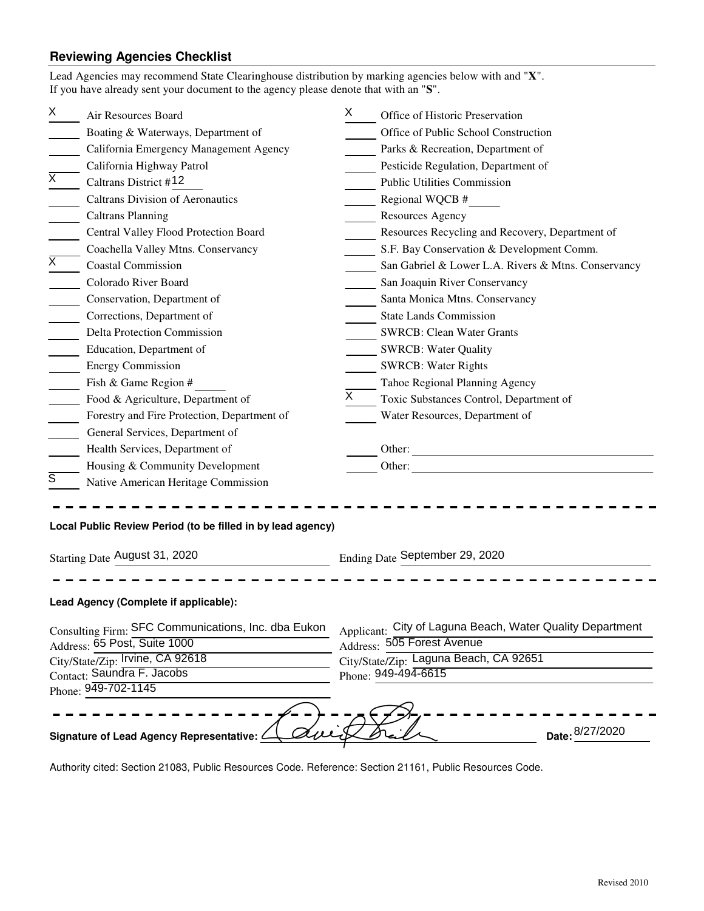## Reviewing Agencies Checklist

Lead Agencies may recommend State Clearinghouse distribution by marking agencies below with and "**X**".
If you have already sent your document to the agency please denote that with an "**S**".

| | | | |
|---|---|---|---|
| X | Air Resources Board | X | Office of Historic Preservation |
| | Boating & Waterways, Department of | | Office of Public School Construction |
| | California Emergency Management Agency | | Parks & Recreation, Department of |
| | California Highway Patrol | | Pesticide Regulation, Department of |
| X | Caltrans District # 12 | | Public Utilities Commission |
| | Caltrans Division of Aeronautics | | Regional WQCB # |
| | Caltrans Planning | | Resources Agency |
| | Central Valley Flood Protection Board | | Resources Recycling and Recovery, Department of |
| | Coachella Valley Mtns. Conservancy | | S.F. Bay Conservation & Development Comm. |
| X | Coastal Commission | | San Gabriel & Lower L.A. Rivers & Mtns. Conservancy |
| | Colorado River Board | | San Joaquin River Conservancy |
| | Conservation, Department of | | Santa Monica Mtns. Conservancy |
| | Corrections, Department of | | State Lands Commission |
| | Delta Protection Commission | | SWRCB: Clean Water Grants |
| | Education, Department of | | SWRCB: Water Quality |
| | Energy Commission | | SWRCB: Water Rights |
| | Fish & Game Region # | | Tahoe Regional Planning Agency |
| | Food & Agriculture, Department of | X | Toxic Substances Control, Department of |
| | Forestry and Fire Protection, Department of | | Water Resources, Department of |
| | General Services, Department of | | |
| | Health Services, Department of | | Other: |
| | Housing & Community Development | | Other: |
| S | Native American Heritage Commission | | |

**Local Public Review Period (to be filled in by lead agency)**

Starting Date August 31, 2020

Ending Date September 29, 2020

**Lead Agency (Complete if applicable):**

Consulting Firm: SFC Communications, Inc. dba Eukon
Address: 65 Post, Suite 1000
City/State/Zip: Irvine, CA 92618
Contact: Saundra F. Jacobs
Phone: 949-702-1145

Applicant: City of Laguna Beach, Water Quality Department
Address: 505 Forest Avenue
City/State/Zip: Laguna Beach, CA 92651
Phone: 949-494-6615

**Signature of Lead Agency Representative:** [signature]

**Date:** 8/27/2020

Authority cited: Section 21083, Public Resources Code. Reference: Section 21161, Public Resources Code.

Revised 2010